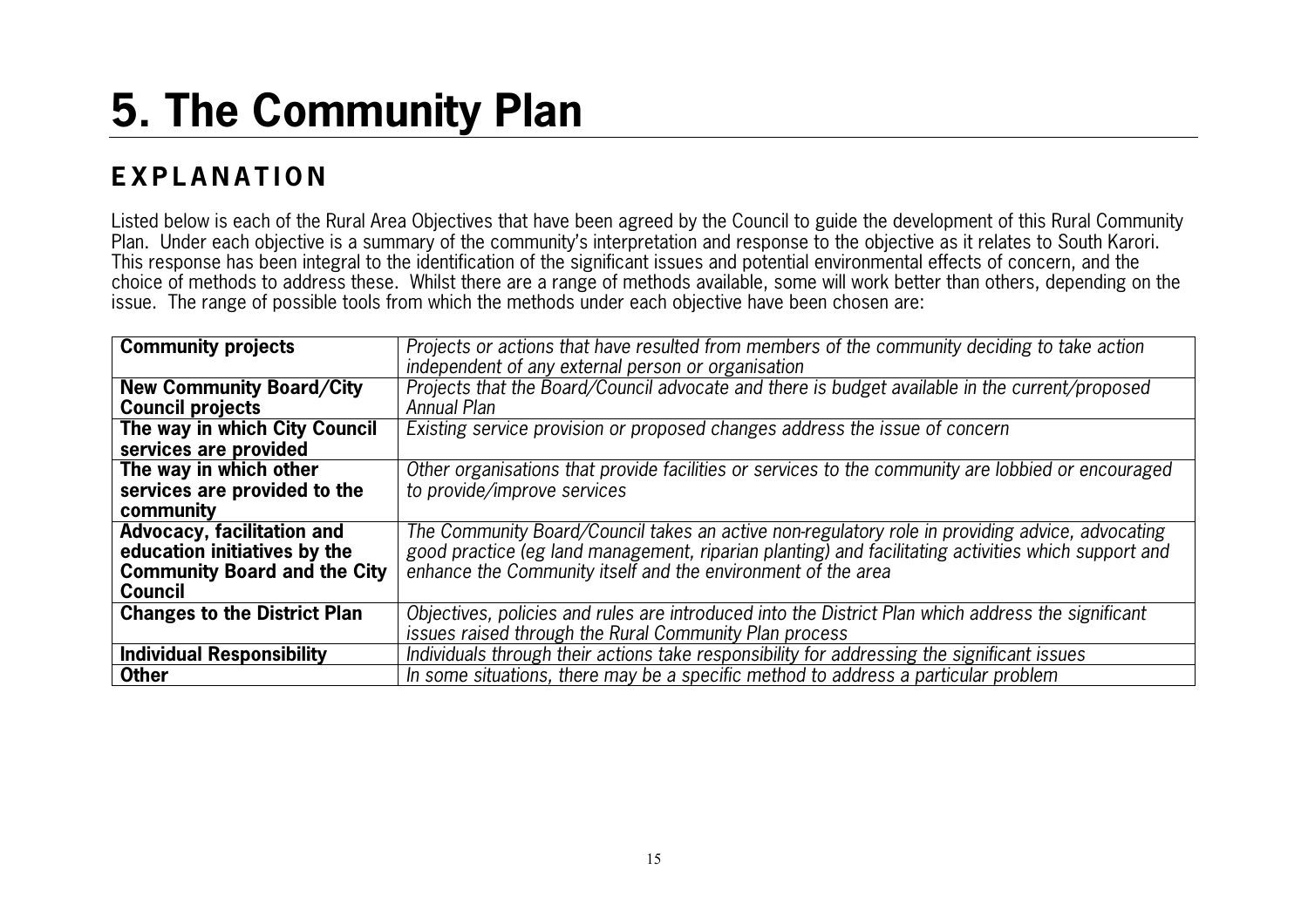# 5. The Community Plan

## EXPLANATION

Listed below is each of the Rural Area Objectives that have been agreed by the Council to guide the development of this Rural Community Plan. Under each objective is a summary of the community's interpretation and response to the objective as it relates to South Karori. This response has been integral to the identification of the significant issues and potential environmental effects of concern, and the choice of methods to address these. Whilst there are a range of methods available, some will work better than others, depending on the issue. The range of possible tools from which the methods under each objective have been chosen are:

| | |
|---|---|
| **Community projects** | *Projects or actions that have resulted from members of the community deciding to take action independent of any external person or organisation* |
| **New Community Board/City Council projects** | *Projects that the Board/Council advocate and there is budget available in the current/proposed Annual Plan* |
| **The way in which City Council services are provided** | *Existing service provision or proposed changes address the issue of concern* |
| **The way in which other services are provided to the community** | *Other organisations that provide facilities or services to the community are lobbied or encouraged to provide/improve services* |
| **Advocacy, facilitation and education initiatives by the Community Board and the City Council** | *The Community Board/Council takes an active non-regulatory role in providing advice, advocating good practice (eg land management, riparian planting) and facilitating activities which support and enhance the Community itself and the environment of the area* |
| **Changes to the District Plan** | *Objectives, policies and rules are introduced into the District Plan which address the significant issues raised through the Rural Community Plan process* |
| **Individual Responsibility** | *Individuals through their actions take responsibility for addressing the significant issues* |
| **Other** | *In some situations, there may be a specific method to address a particular problem* |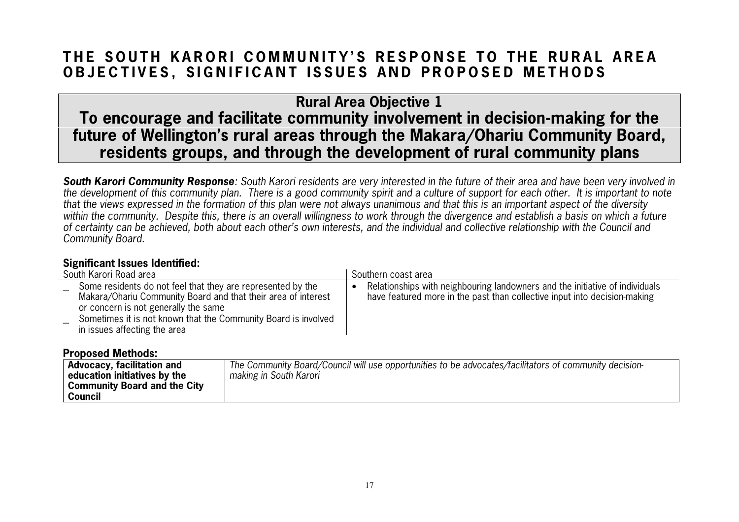# THE SOUTH KARORI COMMUNITY'S RESPONSE TO THE RURAL AREA OBJECTIVES, SIGNIFICANT ISSUES AND PROPOSED METHODS

## Rural Area Objective 1
## To encourage and facilitate community involvement in decision-making for the future of Wellington's rural areas through the Makara/Ohariu Community Board, residents groups, and through the development of rural community plans

***South Karori Community Response****: South Karori residents are very interested in the future of their area and have been very involved in the development of this community plan. There is a good community spirit and a culture of support for each other. It is important to note that the views expressed in the formation of this plan were not always unanimous and that this is an important aspect of the diversity within the community. Despite this, there is an overall willingness to work through the divergence and establish a basis on which a future of certainty can be achieved, both about each other's own interests, and the individual and collective relationship with the Council and Community Board.*

**Significant Issues Identified:**

| South Karori Road area | Southern coast area |
|---|---|
| _ Some residents do not feel that they are represented by the Makara/Ohariu Community Board and that their area of interest or concern is not generally the same<br>_ Sometimes it is not known that the Community Board is involved in issues affecting the area | • Relationships with neighbouring landowners and the initiative of individuals have featured more in the past than collective input into decision-making |

**Proposed Methods:**

| | |
|---|---|
| **Advocacy, facilitation and education initiatives by the Community Board and the City Council** | *The Community Board/Council will use opportunities to be advocates/facilitators of community decision-making in South Karori* |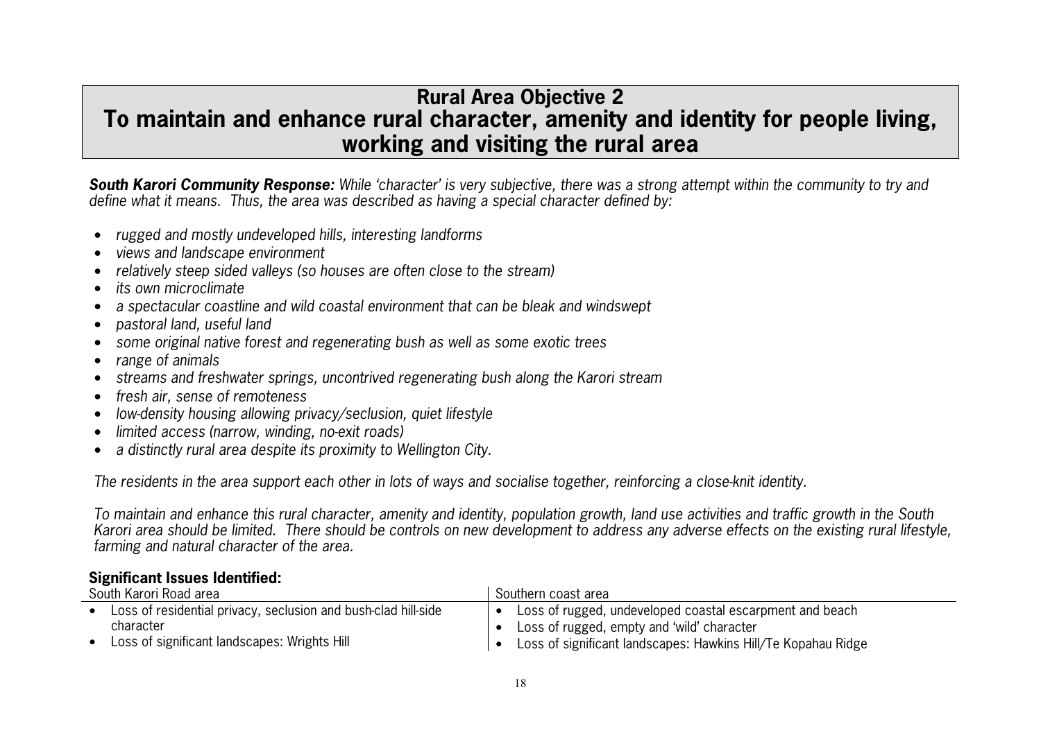# Rural Area Objective 2
# To maintain and enhance rural character, amenity and identity for people living, working and visiting the rural area

***South Karori Community Response:*** *While 'character' is very subjective, there was a strong attempt within the community to try and define what it means. Thus, the area was described as having a special character defined by:*

- *rugged and mostly undeveloped hills, interesting landforms*
- *views and landscape environment*
- *relatively steep sided valleys (so houses are often close to the stream)*
- *its own microclimate*
- *a spectacular coastline and wild coastal environment that can be bleak and windswept*
- *pastoral land, useful land*
- *some original native forest and regenerating bush as well as some exotic trees*
- *range of animals*
- *streams and freshwater springs, uncontrived regenerating bush along the Karori stream*
- *fresh air, sense of remoteness*
- *low-density housing allowing privacy/seclusion, quiet lifestyle*
- *limited access (narrow, winding, no-exit roads)*
- *a distinctly rural area despite its proximity to Wellington City.*

*The residents in the area support each other in lots of ways and socialise together, reinforcing a close-knit identity.*

*To maintain and enhance this rural character, amenity and identity, population growth, land use activities and traffic growth in the South Karori area should be limited. There should be controls on new development to address any adverse effects on the existing rural lifestyle, farming and natural character of the area.*

**Significant Issues Identified:**

| South Karori Road area | Southern coast area |
|---|---|
| • Loss of residential privacy, seclusion and bush-clad hill-side character<br>• Loss of significant landscapes: Wrights Hill | • Loss of rugged, undeveloped coastal escarpment and beach<br>• Loss of rugged, empty and 'wild' character<br>• Loss of significant landscapes: Hawkins Hill/Te Kopahau Ridge |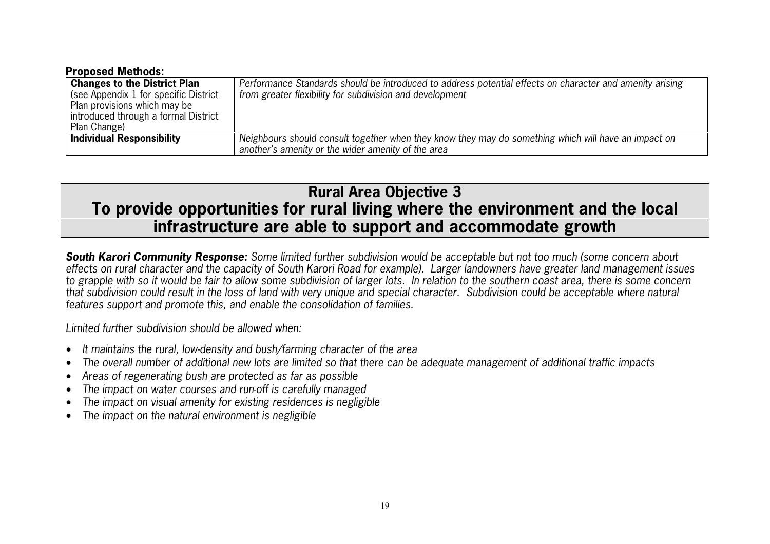**Proposed Methods:**

| | |
|---|---|
| **Changes to the District Plan** (see Appendix 1 for specific District Plan provisions which may be introduced through a formal District Plan Change) | *Performance Standards should be introduced to address potential effects on character and amenity arising from greater flexibility for subdivision and development* |
| **Individual Responsibility** | *Neighbours should consult together when they know they may do something which will have an impact on another's amenity or the wider amenity of the area* |

## Rural Area Objective 3
## To provide opportunities for rural living where the environment and the local infrastructure are able to support and accommodate growth

***South Karori Community Response:*** *Some limited further subdivision would be acceptable but not too much (some concern about effects on rural character and the capacity of South Karori Road for example). Larger landowners have greater land management issues to grapple with so it would be fair to allow some subdivision of larger lots. In relation to the southern coast area, there is some concern that subdivision could result in the loss of land with very unique and special character. Subdivision could be acceptable where natural features support and promote this, and enable the consolidation of families.*

*Limited further subdivision should be allowed when:*

- *It maintains the rural, low-density and bush/farming character of the area*
- *The overall number of additional new lots are limited so that there can be adequate management of additional traffic impacts*
- *Areas of regenerating bush are protected as far as possible*
- *The impact on water courses and run-off is carefully managed*
- *The impact on visual amenity for existing residences is negligible*
- *The impact on the natural environment is negligible*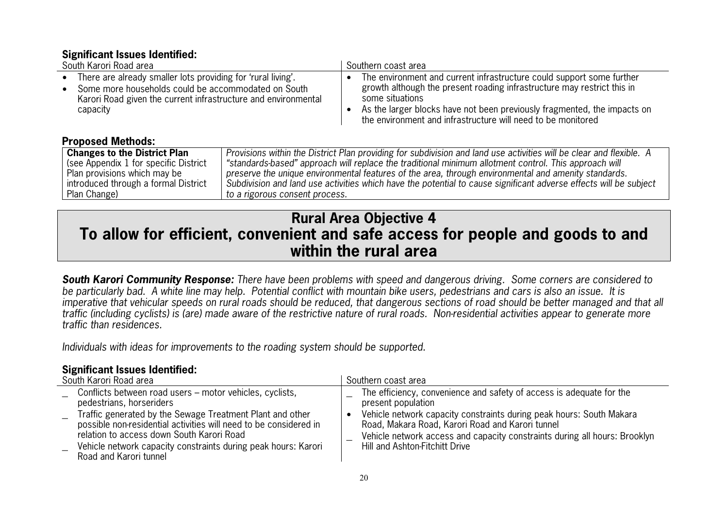### Significant Issues Identified:

| South Karori Road area | Southern coast area |
|---|---|
| • There are already smaller lots providing for 'rural living'.<br>• Some more households could be accommodated on South Karori Road given the current infrastructure and environmental capacity | • The environment and current infrastructure could support some further growth although the present roading infrastructure may restrict this in some situations<br>• As the larger blocks have not been previously fragmented, the impacts on the environment and infrastructure will need to be monitored |

### Proposed Methods:

| **Changes to the District Plan** (see Appendix 1 for specific District Plan provisions which may be introduced through a formal District Plan Change) | *Provisions within the District Plan providing for subdivision and land use activities will be clear and flexible. A "standards-based" approach will replace the traditional minimum allotment control. This approach will preserve the unique environmental features of the area, through environmental and amenity standards. Subdivision and land use activities which have the potential to cause significant adverse effects will be subject to a rigorous consent process.* |
|---|---|

## Rural Area Objective 4
## To allow for efficient, convenient and safe access for people and goods to and within the rural area

***South Karori Community Response:*** *There have been problems with speed and dangerous driving. Some corners are considered to be particularly bad. A white line may help. Potential conflict with mountain bike users, pedestrians and cars is also an issue. It is imperative that vehicular speeds on rural roads should be reduced, that dangerous sections of road should be better managed and that all traffic (including cyclists) is (are) made aware of the restrictive nature of rural roads. Non-residential activities appear to generate more traffic than residences.*

*Individuals with ideas for improvements to the roading system should be supported.*

### Significant Issues Identified:

| South Karori Road area | Southern coast area |
|---|---|
| _ Conflicts between road users – motor vehicles, cyclists, pedestrians, horseriders<br>_ Traffic generated by the Sewage Treatment Plant and other possible non-residential activities will need to be considered in relation to access down South Karori Road<br>_ Vehicle network capacity constraints during peak hours: Karori Road and Karori tunnel | _ The efficiency, convenience and safety of access is adequate for the present population<br>• Vehicle network capacity constraints during peak hours: South Makara Road, Makara Road, Karori Road and Karori tunnel<br>_ Vehicle network access and capacity constraints during all hours: Brooklyn Hill and Ashton-Fitchitt Drive |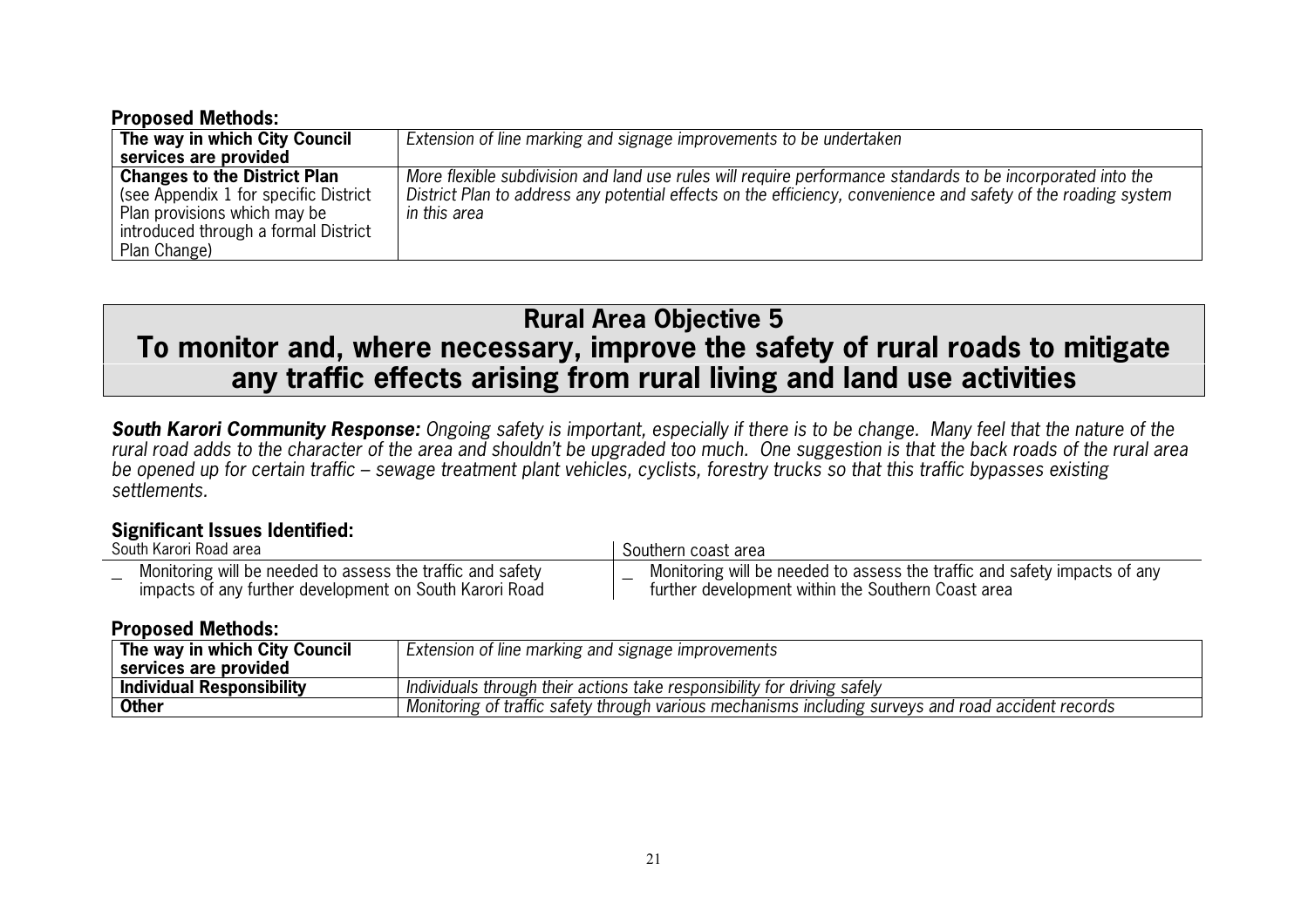**Proposed Methods:**

| | |
|---|---|
| **The way in which City Council services are provided** | *Extension of line marking and signage improvements to be undertaken* |
| **Changes to the District Plan** (see Appendix 1 for specific District Plan provisions which may be introduced through a formal District Plan Change) | *More flexible subdivision and land use rules will require performance standards to be incorporated into the District Plan to address any potential effects on the efficiency, convenience and safety of the roading system in this area* |

## Rural Area Objective 5
## To monitor and, where necessary, improve the safety of rural roads to mitigate any traffic effects arising from rural living and land use activities

***South Karori Community Response:*** *Ongoing safety is important, especially if there is to be change. Many feel that the nature of the rural road adds to the character of the area and shouldn't be upgraded too much. One suggestion is that the back roads of the rural area be opened up for certain traffic – sewage treatment plant vehicles, cyclists, forestry trucks so that this traffic bypasses existing settlements.*

**Significant Issues Identified:**

| South Karori Road area | Southern coast area |
|---|---|
| _ Monitoring will be needed to assess the traffic and safety impacts of any further development on South Karori Road | _ Monitoring will be needed to assess the traffic and safety impacts of any further development within the Southern Coast area |

**Proposed Methods:**

| | |
|---|---|
| **The way in which City Council services are provided** | *Extension of line marking and signage improvements* |
| **Individual Responsibility** | *Individuals through their actions take responsibility for driving safely* |
| **Other** | *Monitoring of traffic safety through various mechanisms including surveys and road accident records* |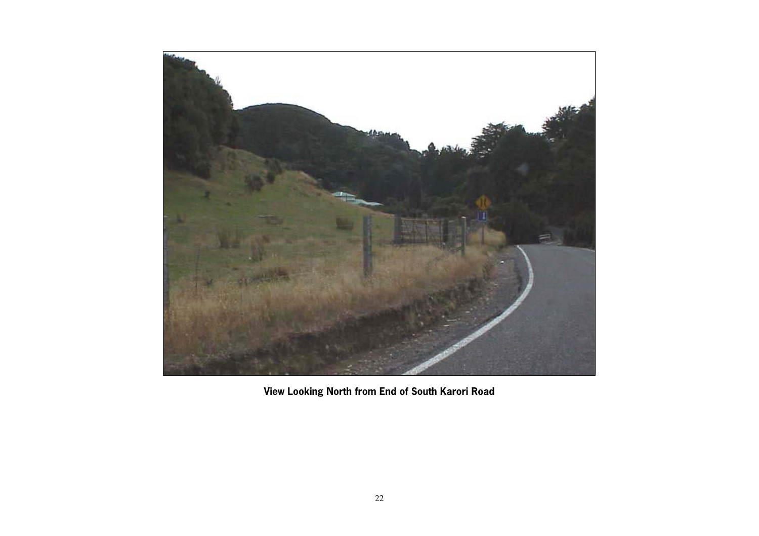**View Looking North from End of South Karori Road**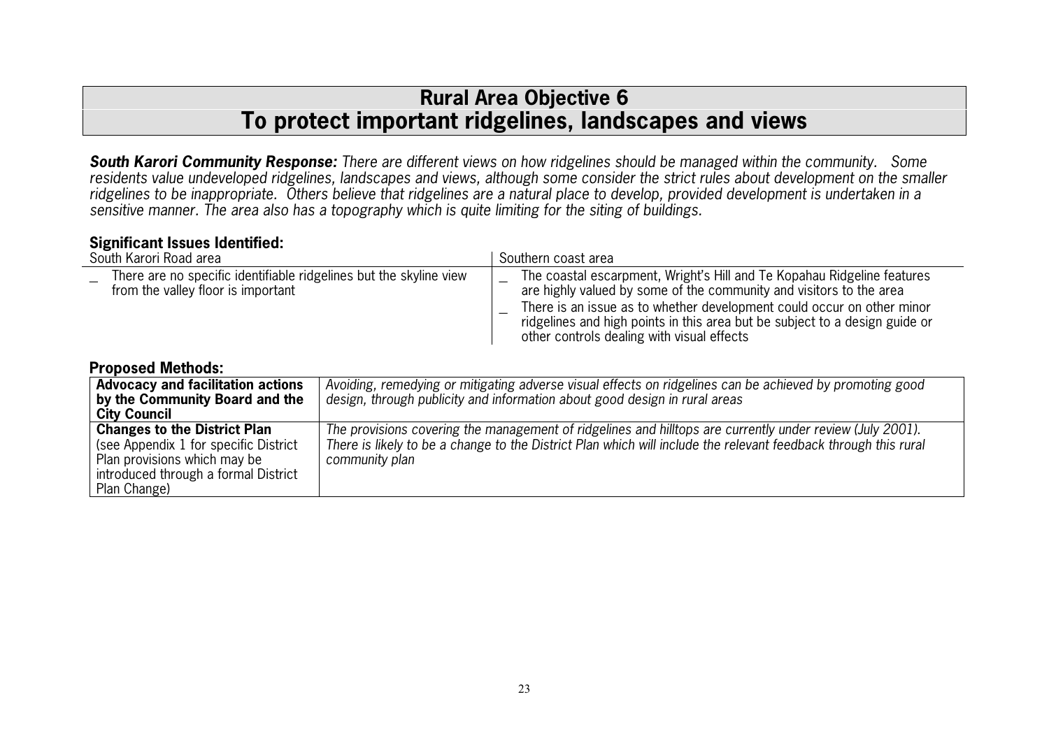# Rural Area Objective 6
# To protect important ridgelines, landscapes and views

***South Karori Community Response:*** *There are different views on how ridgelines should be managed within the community. Some residents value undeveloped ridgelines, landscapes and views, although some consider the strict rules about development on the smaller ridgelines to be inappropriate. Others believe that ridgelines are a natural place to develop, provided development is undertaken in a sensitive manner. The area also has a topography which is quite limiting for the siting of buildings.*

### Significant Issues Identified:

| South Karori Road area | Southern coast area |
|---|---|
| _ There are no specific identifiable ridgelines but the skyline view from the valley floor is important | _ The coastal escarpment, Wright's Hill and Te Kopahau Ridgeline features are highly valued by some of the community and visitors to the area<br>_ There is an issue as to whether development could occur on other minor ridgelines and high points in this area but be subject to a design guide or other controls dealing with visual effects |

### Proposed Methods:

| | |
|---|---|
| **Advocacy and facilitation actions by the Community Board and the City Council** | *Avoiding, remedying or mitigating adverse visual effects on ridgelines can be achieved by promoting good design, through publicity and information about good design in rural areas* |
| **Changes to the District Plan** (see Appendix 1 for specific District Plan provisions which may be introduced through a formal District Plan Change) | *The provisions covering the management of ridgelines and hilltops are currently under review (July 2001). There is likely to be a change to the District Plan which will include the relevant feedback through this rural community plan* |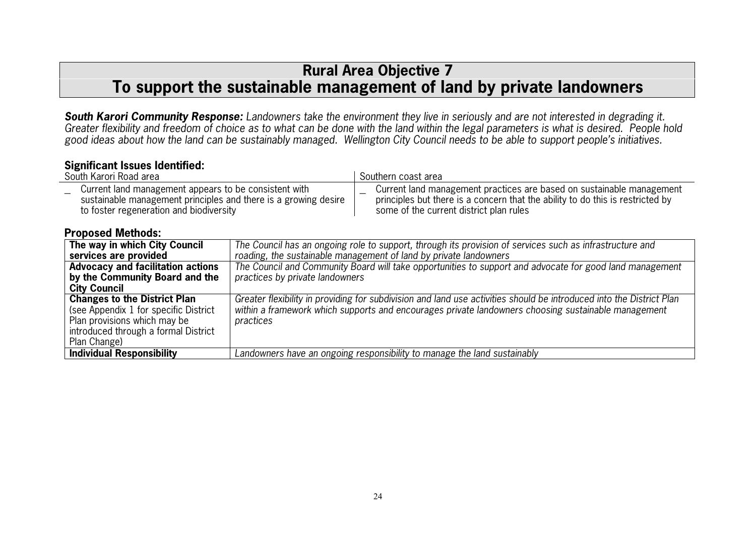# Rural Area Objective 7
# To support the sustainable management of land by private landowners

***South Karori Community Response:*** *Landowners take the environment they live in seriously and are not interested in degrading it. Greater flexibility and freedom of choice as to what can be done with the land within the legal parameters is what is desired. People hold good ideas about how the land can be sustainably managed. Wellington City Council needs to be able to support people's initiatives.*

### Significant Issues Identified:

| South Karori Road area | Southern coast area |
|---|---|
| _ Current land management appears to be consistent with sustainable management principles and there is a growing desire to foster regeneration and biodiversity | _ Current land management practices are based on sustainable management principles but there is a concern that the ability to do this is restricted by some of the current district plan rules |

### Proposed Methods:

| | |
|---|---|
| **The way in which City Council services are provided** | *The Council has an ongoing role to support, through its provision of services such as infrastructure and roading, the sustainable management of land by private landowners* |
| **Advocacy and facilitation actions by the Community Board and the City Council** | *The Council and Community Board will take opportunities to support and advocate for good land management practices by private landowners* |
| **Changes to the District Plan** (see Appendix 1 for specific District Plan provisions which may be introduced through a formal District Plan Change) | *Greater flexibility in providing for subdivision and land use activities should be introduced into the District Plan within a framework which supports and encourages private landowners choosing sustainable management practices* |
| **Individual Responsibility** | *Landowners have an ongoing responsibility to manage the land sustainably* |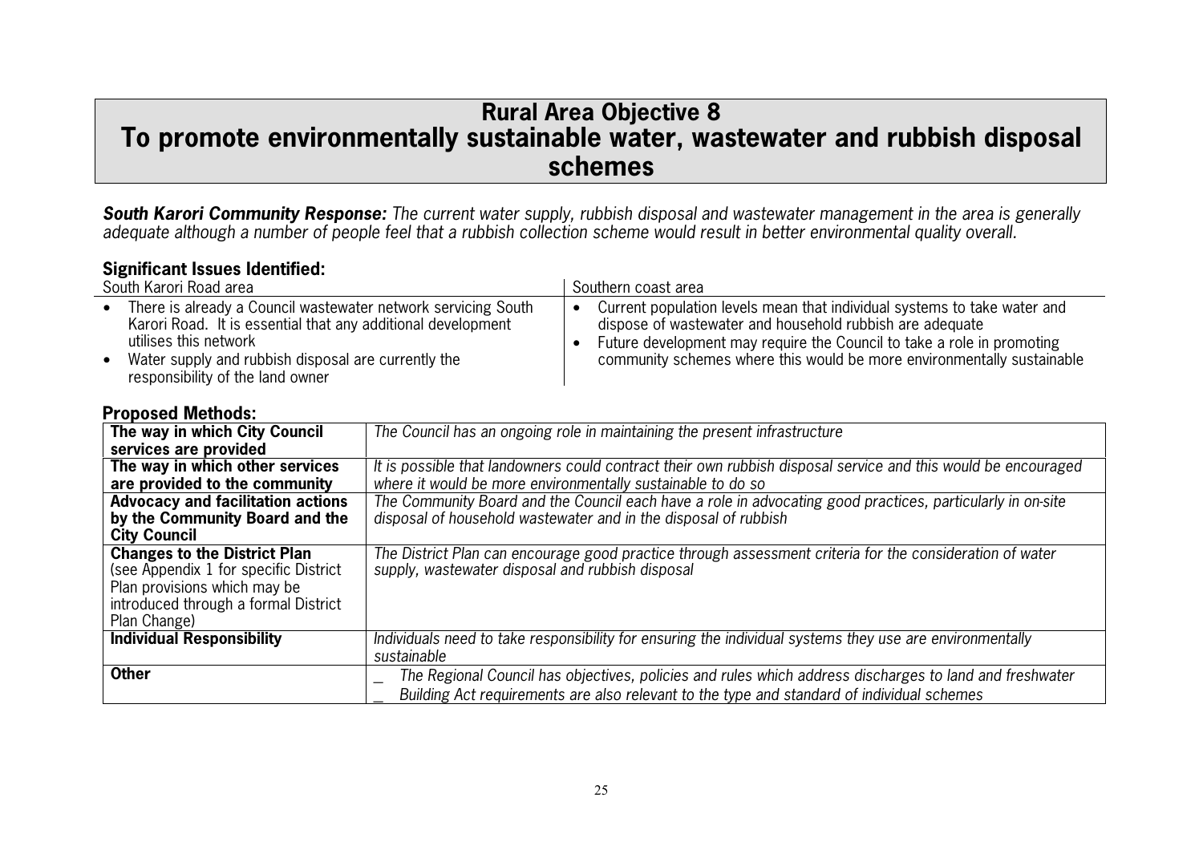# Rural Area Objective 8
# To promote environmentally sustainable water, wastewater and rubbish disposal schemes

***South Karori Community Response:*** *The current water supply, rubbish disposal and wastewater management in the area is generally adequate although a number of people feel that a rubbish collection scheme would result in better environmental quality overall.*

## Significant Issues Identified:

| South Karori Road area | Southern coast area |
|---|---|
| • There is already a Council wastewater network servicing South Karori Road. It is essential that any additional development utilises this network<br>• Water supply and rubbish disposal are currently the responsibility of the land owner | • Current population levels mean that individual systems to take water and dispose of wastewater and household rubbish are adequate<br>• Future development may require the Council to take a role in promoting community schemes where this would be more environmentally sustainable |

## Proposed Methods:

| | |
|---|---|
| **The way in which City Council services are provided** | *The Council has an ongoing role in maintaining the present infrastructure* |
| **The way in which other services are provided to the community** | *It is possible that landowners could contract their own rubbish disposal service and this would be encouraged where it would be more environmentally sustainable to do so* |
| **Advocacy and facilitation actions by the Community Board and the City Council** | *The Community Board and the Council each have a role in advocating good practices, particularly in on-site disposal of household wastewater and in the disposal of rubbish* |
| **Changes to the District Plan** (see Appendix 1 for specific District Plan provisions which may be introduced through a formal District Plan Change) | *The District Plan can encourage good practice through assessment criteria for the consideration of water supply, wastewater disposal and rubbish disposal* |
| **Individual Responsibility** | *Individuals need to take responsibility for ensuring the individual systems they use are environmentally sustainable* |
| **Other** | _ *The Regional Council has objectives, policies and rules which address discharges to land and freshwater*<br>_ *Building Act requirements are also relevant to the type and standard of individual schemes* |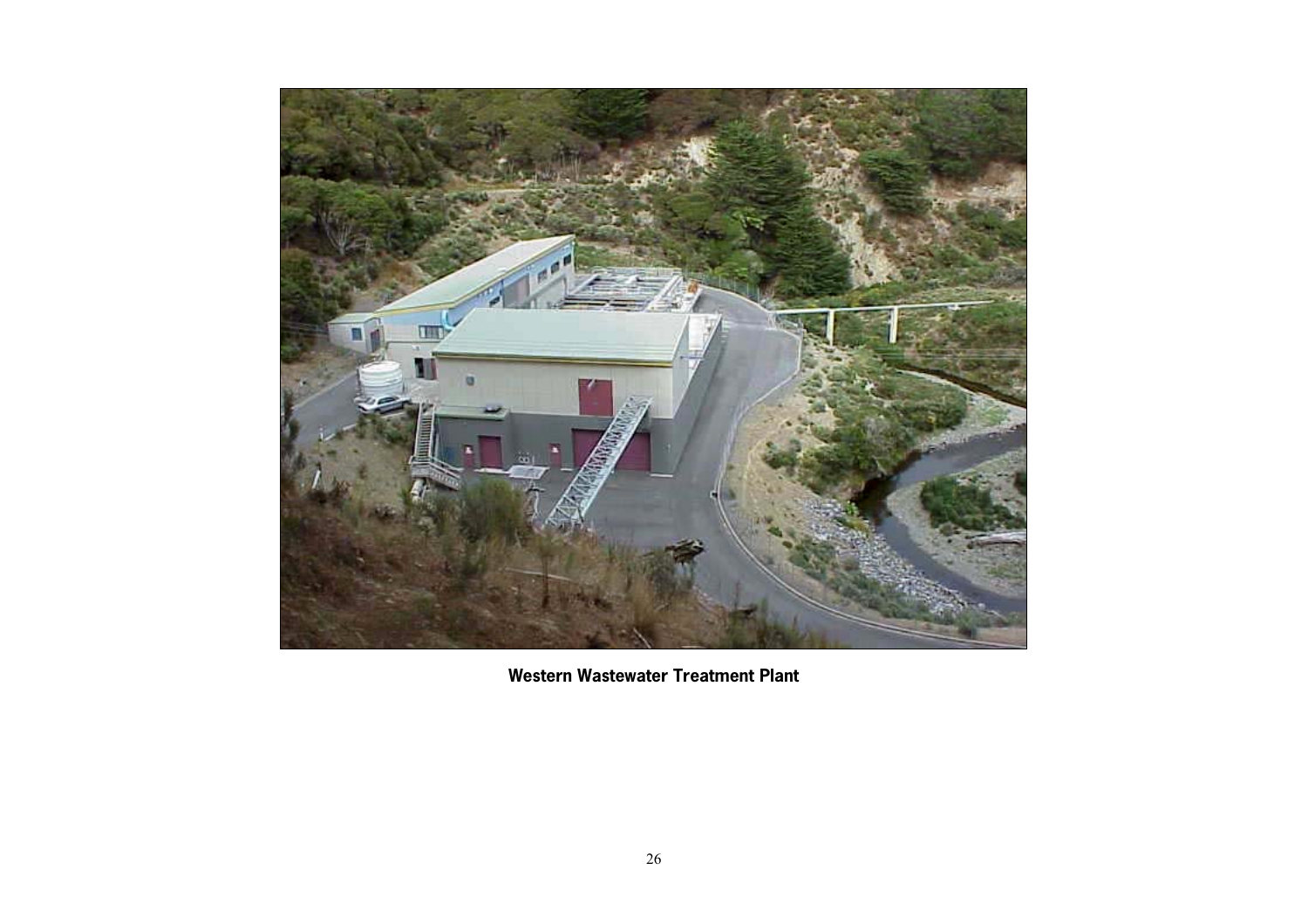**Western Wastewater Treatment Plant**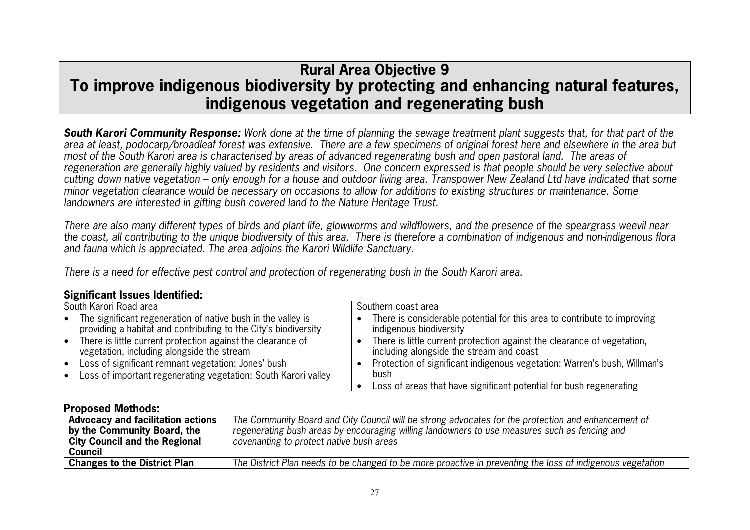# Rural Area Objective 9
# To improve indigenous biodiversity by protecting and enhancing natural features, indigenous vegetation and regenerating bush

***South Karori Community Response:*** *Work done at the time of planning the sewage treatment plant suggests that, for that part of the area at least, podocarp/broadleaf forest was extensive. There are a few specimens of original forest here and elsewhere in the area but most of the South Karori area is characterised by areas of advanced regenerating bush and open pastoral land. The areas of regeneration are generally highly valued by residents and visitors. One concern expressed is that people should be very selective about cutting down native vegetation – only enough for a house and outdoor living area. Transpower New Zealand Ltd have indicated that some minor vegetation clearance would be necessary on occasions to allow for additions to existing structures or maintenance. Some landowners are interested in gifting bush covered land to the Nature Heritage Trust.*

*There are also many different types of birds and plant life, glowworms and wildflowers, and the presence of the speargrass weevil near the coast, all contributing to the unique biodiversity of this area. There is therefore a combination of indigenous and non-indigenous flora and fauna which is appreciated. The area adjoins the Karori Wildlife Sanctuary.*

*There is a need for effective pest control and protection of regenerating bush in the South Karori area.*

### Significant Issues Identified:

| South Karori Road area | Southern coast area |
|---|---|
| • The significant regeneration of native bush in the valley is providing a habitat and contributing to the City's biodiversity<br>• There is little current protection against the clearance of vegetation, including alongside the stream<br>• Loss of significant remnant vegetation: Jones' bush<br>• Loss of important regenerating vegetation: South Karori valley | • There is considerable potential for this area to contribute to improving indigenous biodiversity<br>• There is little current protection against the clearance of vegetation, including alongside the stream and coast<br>• Protection of significant indigenous vegetation: Warren's bush, Willman's bush<br>• Loss of areas that have significant potential for bush regenerating |

### Proposed Methods:

| | |
|---|---|
| **Advocacy and facilitation actions by the Community Board, the City Council and the Regional Council** | *The Community Board and City Council will be strong advocates for the protection and enhancement of regenerating bush areas by encouraging willing landowners to use measures such as fencing and covenanting to protect native bush areas* |
| **Changes to the District Plan** | *The District Plan needs to be changed to be more proactive in preventing the loss of indigenous vegetation* |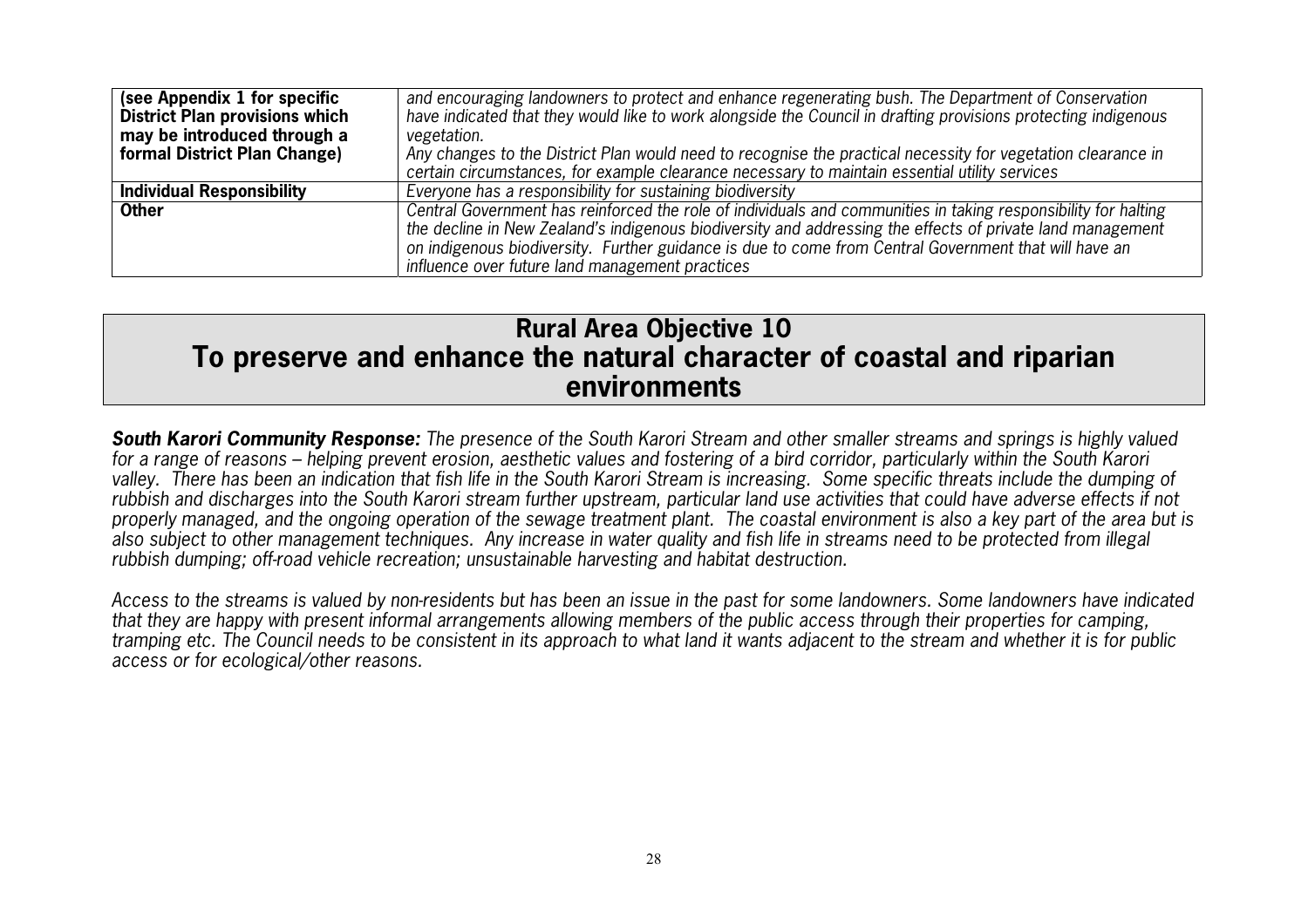| | |
|---|---|
| **(see Appendix 1 for specific District Plan provisions which may be introduced through a formal District Plan Change)** | *and encouraging landowners to protect and enhance regenerating bush. The Department of Conservation have indicated that they would like to work alongside the Council in drafting provisions protecting indigenous vegetation.* *Any changes to the District Plan would need to recognise the practical necessity for vegetation clearance in certain circumstances, for example clearance necessary to maintain essential utility services* |
| **Individual Responsibility** | *Everyone has a responsibility for sustaining biodiversity* |
| **Other** | *Central Government has reinforced the role of individuals and communities in taking responsibility for halting the decline in New Zealand's indigenous biodiversity and addressing the effects of private land management on indigenous biodiversity. Further guidance is due to come from Central Government that will have an influence over future land management practices* |

## Rural Area Objective 10
## To preserve and enhance the natural character of coastal and riparian environments

***South Karori Community Response:*** *The presence of the South Karori Stream and other smaller streams and springs is highly valued for a range of reasons – helping prevent erosion, aesthetic values and fostering of a bird corridor, particularly within the South Karori valley. There has been an indication that fish life in the South Karori Stream is increasing. Some specific threats include the dumping of rubbish and discharges into the South Karori stream further upstream, particular land use activities that could have adverse effects if not properly managed, and the ongoing operation of the sewage treatment plant. The coastal environment is also a key part of the area but is also subject to other management techniques. Any increase in water quality and fish life in streams need to be protected from illegal rubbish dumping; off-road vehicle recreation; unsustainable harvesting and habitat destruction.*

*Access to the streams is valued by non-residents but has been an issue in the past for some landowners. Some landowners have indicated that they are happy with present informal arrangements allowing members of the public access through their properties for camping, tramping etc. The Council needs to be consistent in its approach to what land it wants adjacent to the stream and whether it is for public access or for ecological/other reasons.*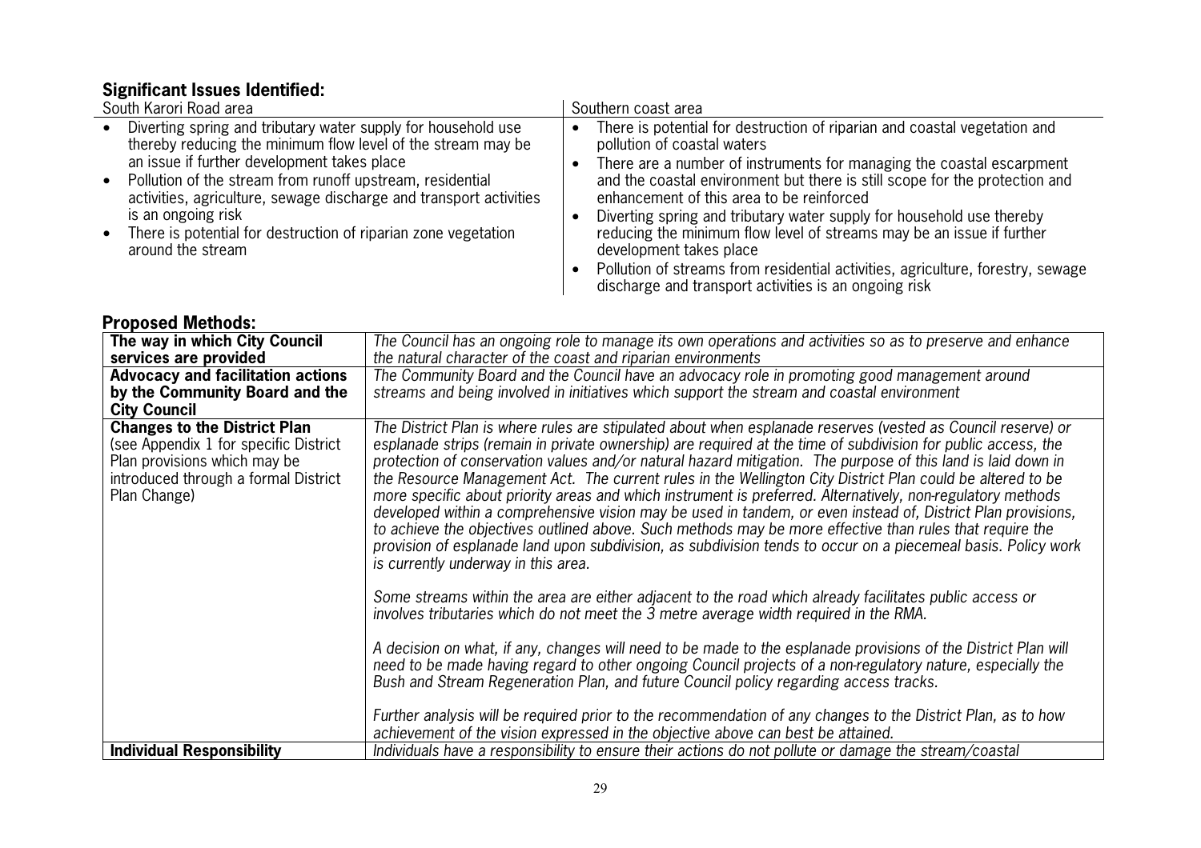## Significant Issues Identified:

| South Karori Road area | Southern coast area |
|---|---|
| • Diverting spring and tributary water supply for household use thereby reducing the minimum flow level of the stream may be an issue if further development takes place<br>• Pollution of the stream from runoff upstream, residential activities, agriculture, sewage discharge and transport activities is an ongoing risk<br>• There is potential for destruction of riparian zone vegetation around the stream | • There is potential for destruction of riparian and coastal vegetation and pollution of coastal waters<br>• There are a number of instruments for managing the coastal escarpment and the coastal environment but there is still scope for the protection and enhancement of this area to be reinforced<br>• Diverting spring and tributary water supply for household use thereby reducing the minimum flow level of streams may be an issue if further development takes place<br>• Pollution of streams from residential activities, agriculture, forestry, sewage discharge and transport activities is an ongoing risk |

## Proposed Methods:

| | |
|---|---|
| **The way in which City Council services are provided** | *The Council has an ongoing role to manage its own operations and activities so as to preserve and enhance the natural character of the coast and riparian environments* |
| **Advocacy and facilitation actions by the Community Board and the City Council** | *The Community Board and the Council have an advocacy role in promoting good management around streams and being involved in initiatives which support the stream and coastal environment* |
| **Changes to the District Plan** (see Appendix 1 for specific District Plan provisions which may be introduced through a formal District Plan Change) | *The District Plan is where rules are stipulated about when esplanade reserves (vested as Council reserve) or esplanade strips (remain in private ownership) are required at the time of subdivision for public access, the protection of conservation values and/or natural hazard mitigation. The purpose of this land is laid down in the Resource Management Act. The current rules in the Wellington City District Plan could be altered to be more specific about priority areas and which instrument is preferred. Alternatively, non-regulatory methods developed within a comprehensive vision may be used in tandem, or even instead of, District Plan provisions, to achieve the objectives outlined above. Such methods may be more effective than rules that require the provision of esplanade land upon subdivision, as subdivision tends to occur on a piecemeal basis. Policy work is currently underway in this area.*<br><br>*Some streams within the area are either adjacent to the road which already facilitates public access or involves tributaries which do not meet the 3 metre average width required in the RMA.*<br><br>*A decision on what, if any, changes will need to be made to the esplanade provisions of the District Plan will need to be made having regard to other ongoing Council projects of a non-regulatory nature, especially the Bush and Stream Regeneration Plan, and future Council policy regarding access tracks.*<br><br>*Further analysis will be required prior to the recommendation of any changes to the District Plan, as to how achievement of the vision expressed in the objective above can best be attained.* |
| **Individual Responsibility** | *Individuals have a responsibility to ensure their actions do not pollute or damage the stream/coastal* |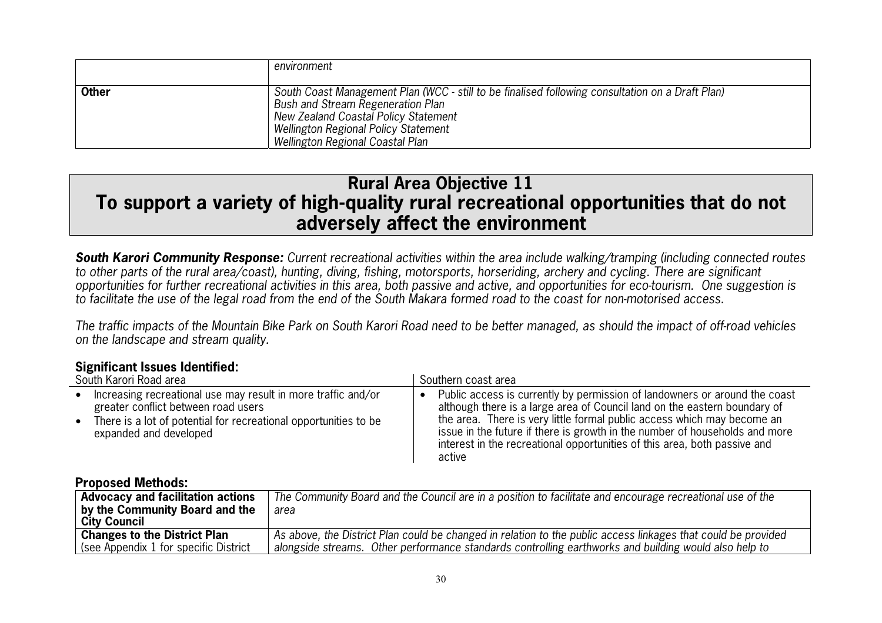| | |
|---|---|
| | *environment* |
| **Other** | *South Coast Management Plan (WCC - still to be finalised following consultation on a Draft Plan)*<br>*Bush and Stream Regeneration Plan*<br>*New Zealand Coastal Policy Statement*<br>*Wellington Regional Policy Statement*<br>*Wellington Regional Coastal Plan* |

## Rural Area Objective 11
## To support a variety of high-quality rural recreational opportunities that do not adversely affect the environment

***South Karori Community Response:*** *Current recreational activities within the area include walking/tramping (including connected routes to other parts of the rural area/coast), hunting, diving, fishing, motorsports, horseriding, archery and cycling. There are significant opportunities for further recreational activities in this area, both passive and active, and opportunities for eco-tourism. One suggestion is to facilitate the use of the legal road from the end of the South Makara formed road to the coast for non-motorised access.*

*The traffic impacts of the Mountain Bike Park on South Karori Road need to be better managed, as should the impact of off-road vehicles on the landscape and stream quality.*

### Significant Issues Identified:

| South Karori Road area | Southern coast area |
|---|---|
| • Increasing recreational use may result in more traffic and/or greater conflict between road users<br>• There is a lot of potential for recreational opportunities to be expanded and developed | • Public access is currently by permission of landowners or around the coast although there is a large area of Council land on the eastern boundary of the area. There is very little formal public access which may become an issue in the future if there is growth in the number of households and more interest in the recreational opportunities of this area, both passive and active |

### Proposed Methods:

| | |
|---|---|
| **Advocacy and facilitation actions by the Community Board and the City Council** | *The Community Board and the Council are in a position to facilitate and encourage recreational use of the area* |
| **Changes to the District Plan** (see Appendix 1 for specific District | *As above, the District Plan could be changed in relation to the public access linkages that could be provided alongside streams. Other performance standards controlling earthworks and building would also help to* |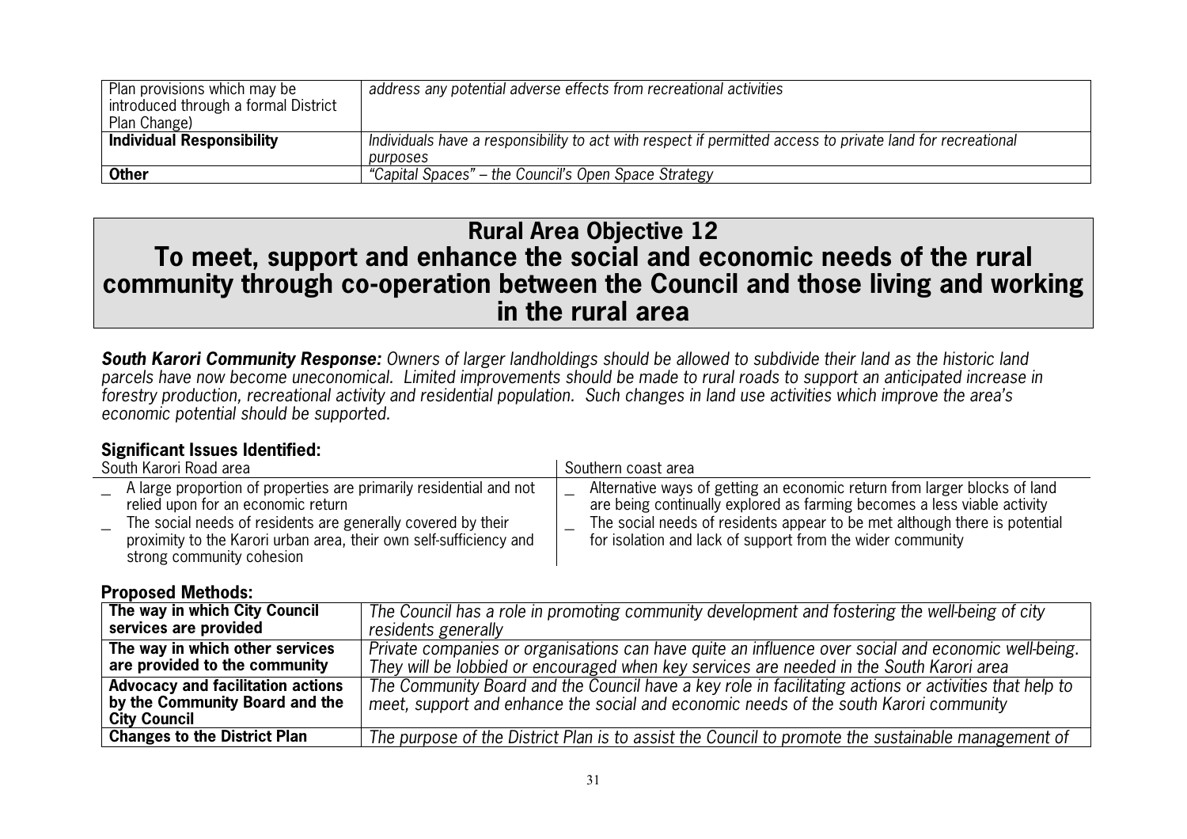| | |
|---|---|
| Plan provisions which may be introduced through a formal District Plan Change) | *address any potential adverse effects from recreational activities* |
| **Individual Responsibility** | *Individuals have a responsibility to act with respect if permitted access to private land for recreational purposes* |
| **Other** | *"Capital Spaces" – the Council's Open Space Strategy* |

# Rural Area Objective 12
# To meet, support and enhance the social and economic needs of the rural community through co-operation between the Council and those living and working in the rural area

***South Karori Community Response:*** *Owners of larger landholdings should be allowed to subdivide their land as the historic land parcels have now become uneconomical. Limited improvements should be made to rural roads to support an anticipated increase in forestry production, recreational activity and residential population. Such changes in land use activities which improve the area's economic potential should be supported.*

### Significant Issues Identified:

| South Karori Road area | Southern coast area |
|---|---|
| _ A large proportion of properties are primarily residential and not relied upon for an economic return<br>_ The social needs of residents are generally covered by their proximity to the Karori urban area, their own self-sufficiency and strong community cohesion | _ Alternative ways of getting an economic return from larger blocks of land are being continually explored as farming becomes a less viable activity<br>_ The social needs of residents appear to be met although there is potential for isolation and lack of support from the wider community |

### Proposed Methods:

| | |
|---|---|
| **The way in which City Council services are provided** | *The Council has a role in promoting community development and fostering the well-being of city residents generally* |
| **The way in which other services are provided to the community** | *Private companies or organisations can have quite an influence over social and economic well-being. They will be lobbied or encouraged when key services are needed in the South Karori area* |
| **Advocacy and facilitation actions by the Community Board and the City Council** | *The Community Board and the Council have a key role in facilitating actions or activities that help to meet, support and enhance the social and economic needs of the south Karori community* |
| **Changes to the District Plan** | *The purpose of the District Plan is to assist the Council to promote the sustainable management of* |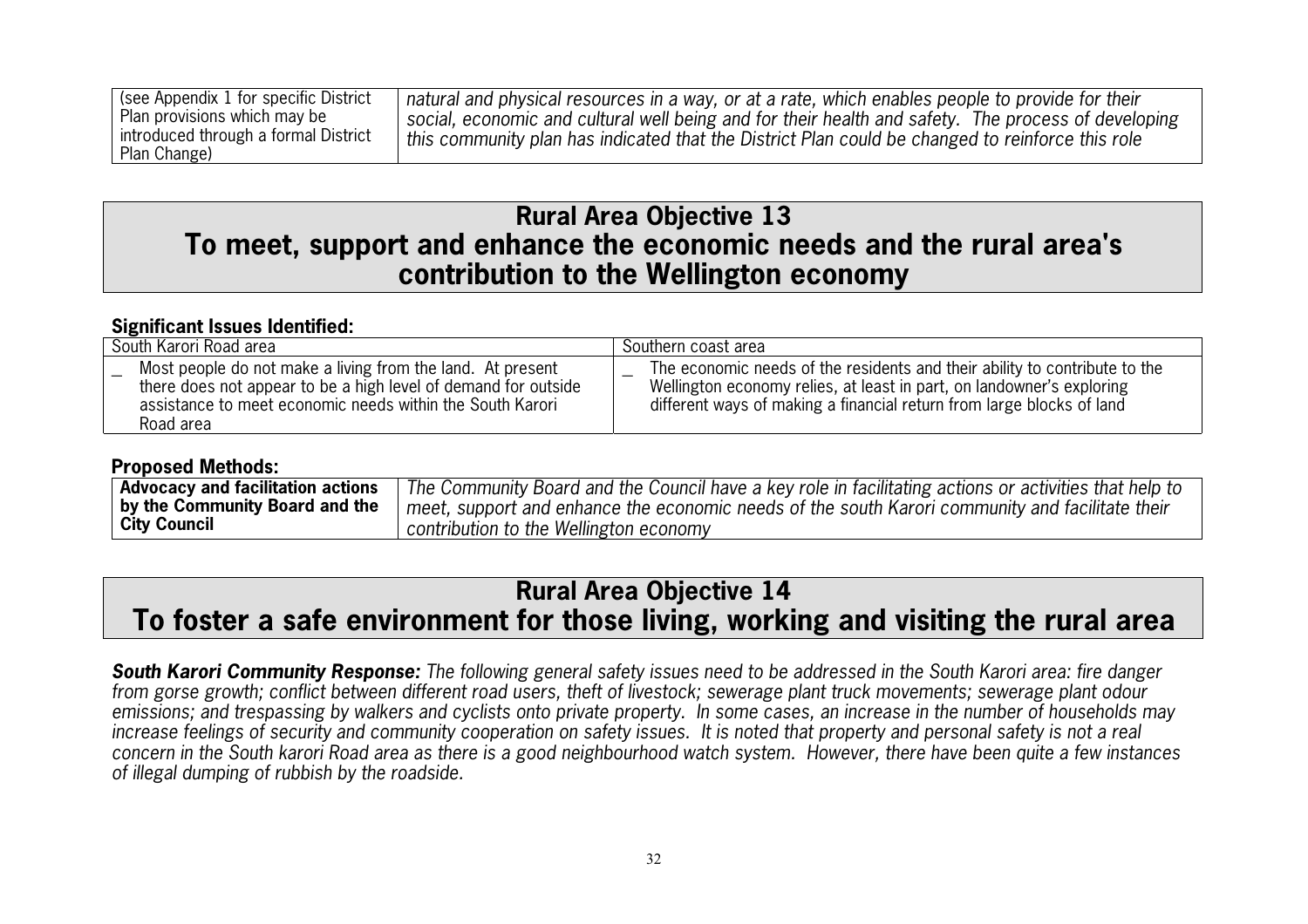| | |
|---|---|
| (see Appendix 1 for specific District Plan provisions which may be introduced through a formal District Plan Change) | *natural and physical resources in a way, or at a rate, which enables people to provide for their social, economic and cultural well being and for their health and safety. The process of developing this community plan has indicated that the District Plan could be changed to reinforce this role* |

## Rural Area Objective 13
## To meet, support and enhance the economic needs and the rural area's contribution to the Wellington economy

**Significant Issues Identified:**

| South Karori Road area | Southern coast area |
|---|---|
| _ Most people do not make a living from the land. At present there does not appear to be a high level of demand for outside assistance to meet economic needs within the South Karori Road area | _ The economic needs of the residents and their ability to contribute to the Wellington economy relies, at least in part, on landowner's exploring different ways of making a financial return from large blocks of land |

**Proposed Methods:**

| | |
|---|---|
| **Advocacy and facilitation actions by the Community Board and the City Council** | *The Community Board and the Council have a key role in facilitating actions or activities that help to meet, support and enhance the economic needs of the south Karori community and facilitate their contribution to the Wellington economy* |

## Rural Area Objective 14
## To foster a safe environment for those living, working and visiting the rural area

***South Karori Community Response:*** *The following general safety issues need to be addressed in the South Karori area: fire danger from gorse growth; conflict between different road users, theft of livestock; sewerage plant truck movements; sewerage plant odour emissions; and trespassing by walkers and cyclists onto private property. In some cases, an increase in the number of households may increase feelings of security and community cooperation on safety issues. It is noted that property and personal safety is not a real concern in the South karori Road area as there is a good neighbourhood watch system. However, there have been quite a few instances of illegal dumping of rubbish by the roadside.*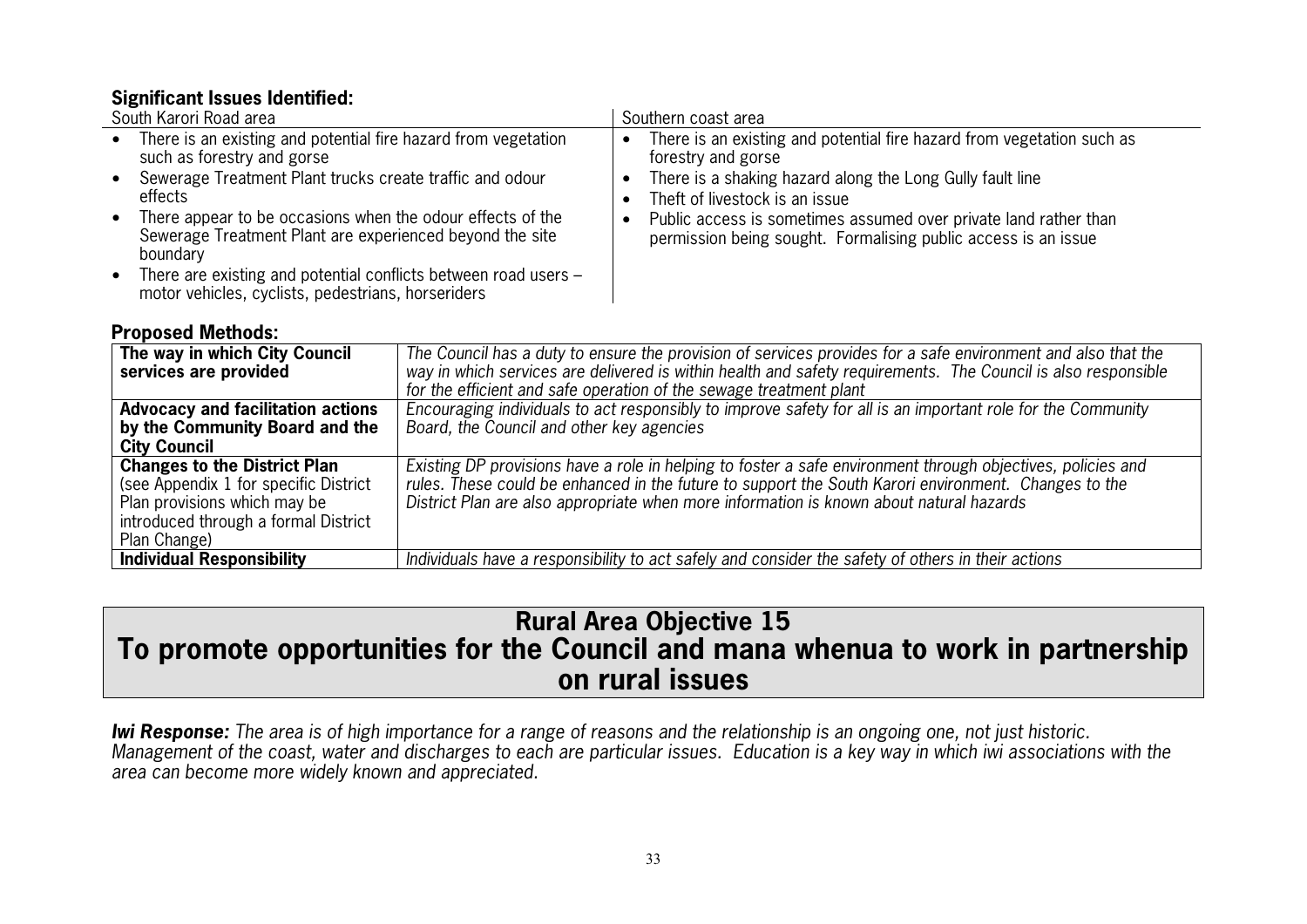### Significant Issues Identified:

| South Karori Road area | Southern coast area |
|---|---|
| • There is an existing and potential fire hazard from vegetation such as forestry and gorse<br>• Sewerage Treatment Plant trucks create traffic and odour effects<br>• There appear to be occasions when the odour effects of the Sewerage Treatment Plant are experienced beyond the site boundary<br>• There are existing and potential conflicts between road users – motor vehicles, cyclists, pedestrians, horseriders | • There is an existing and potential fire hazard from vegetation such as forestry and gorse<br>• There is a shaking hazard along the Long Gully fault line<br>• Theft of livestock is an issue<br>• Public access is sometimes assumed over private land rather than permission being sought. Formalising public access is an issue |

### Proposed Methods:

| | |
|---|---|
| **The way in which City Council services are provided** | *The Council has a duty to ensure the provision of services provides for a safe environment and also that the way in which services are delivered is within health and safety requirements. The Council is also responsible for the efficient and safe operation of the sewage treatment plant* |
| **Advocacy and facilitation actions by the Community Board and the City Council** | *Encouraging individuals to act responsibly to improve safety for all is an important role for the Community Board, the Council and other key agencies* |
| **Changes to the District Plan** (see Appendix 1 for specific District Plan provisions which may be introduced through a formal District Plan Change) | *Existing DP provisions have a role in helping to foster a safe environment through objectives, policies and rules. These could be enhanced in the future to support the South Karori environment. Changes to the District Plan are also appropriate when more information is known about natural hazards* |
| **Individual Responsibility** | *Individuals have a responsibility to act safely and consider the safety of others in their actions* |

## Rural Area Objective 15
## To promote opportunities for the Council and mana whenua to work in partnership on rural issues

***Iwi Response:*** *The area is of high importance for a range of reasons and the relationship is an ongoing one, not just historic. Management of the coast, water and discharges to each are particular issues. Education is a key way in which iwi associations with the area can become more widely known and appreciated.*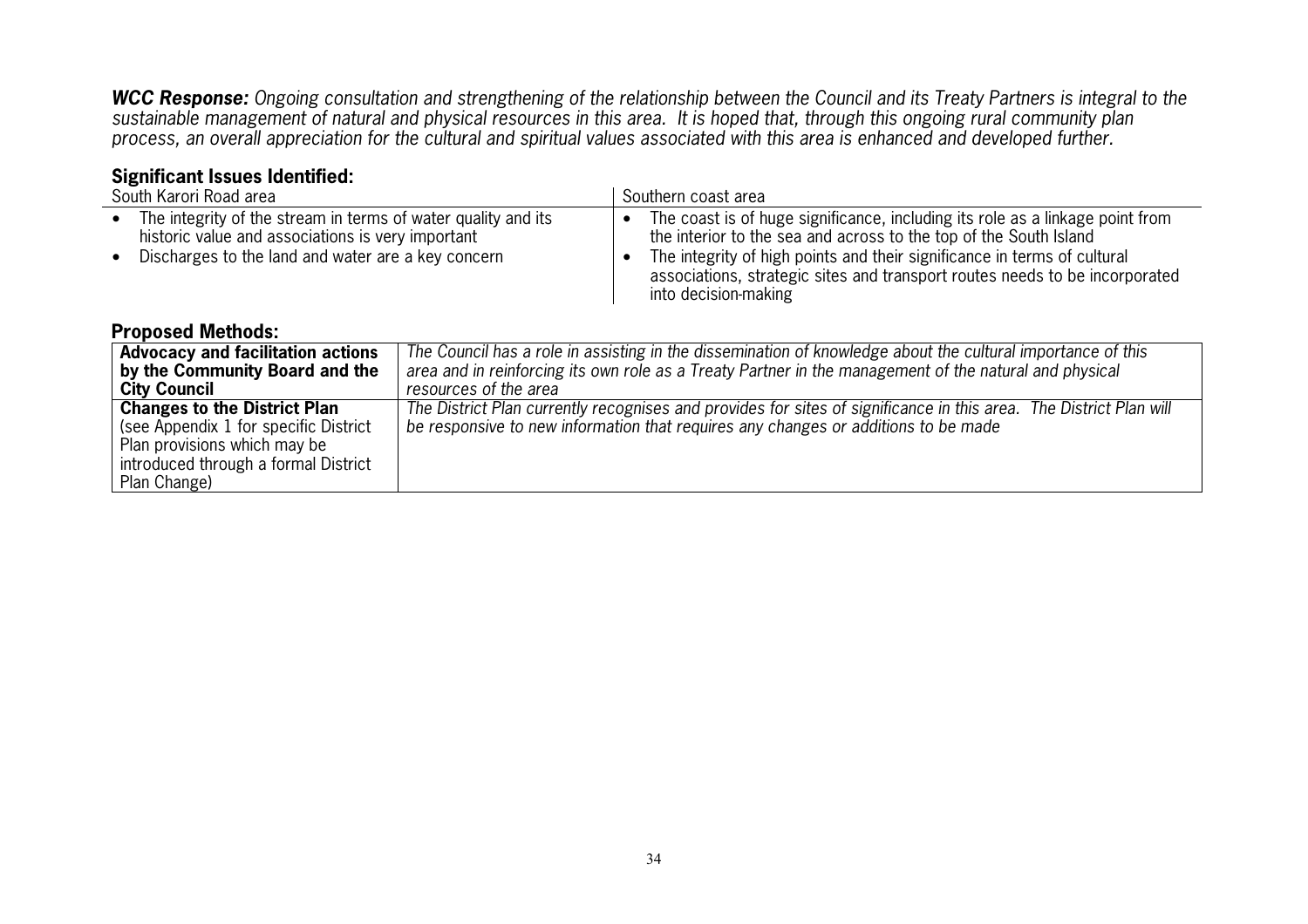***WCC Response:*** *Ongoing consultation and strengthening of the relationship between the Council and its Treaty Partners is integral to the sustainable management of natural and physical resources in this area. It is hoped that, through this ongoing rural community plan process, an overall appreciation for the cultural and spiritual values associated with this area is enhanced and developed further.*

## Significant Issues Identified:

| South Karori Road area | Southern coast area |
|---|---|
| • The integrity of the stream in terms of water quality and its historic value and associations is very important<br>• Discharges to the land and water are a key concern | • The coast is of huge significance, including its role as a linkage point from the interior to the sea and across to the top of the South Island<br>• The integrity of high points and their significance in terms of cultural associations, strategic sites and transport routes needs to be incorporated into decision-making |

## Proposed Methods:

| | |
|---|---|
| **Advocacy and facilitation actions by the Community Board and the City Council** | *The Council has a role in assisting in the dissemination of knowledge about the cultural importance of this area and in reinforcing its own role as a Treaty Partner in the management of the natural and physical resources of the area* |
| **Changes to the District Plan** (see Appendix 1 for specific District Plan provisions which may be introduced through a formal District Plan Change) | *The District Plan currently recognises and provides for sites of significance in this area. The District Plan will be responsive to new information that requires any changes or additions to be made* |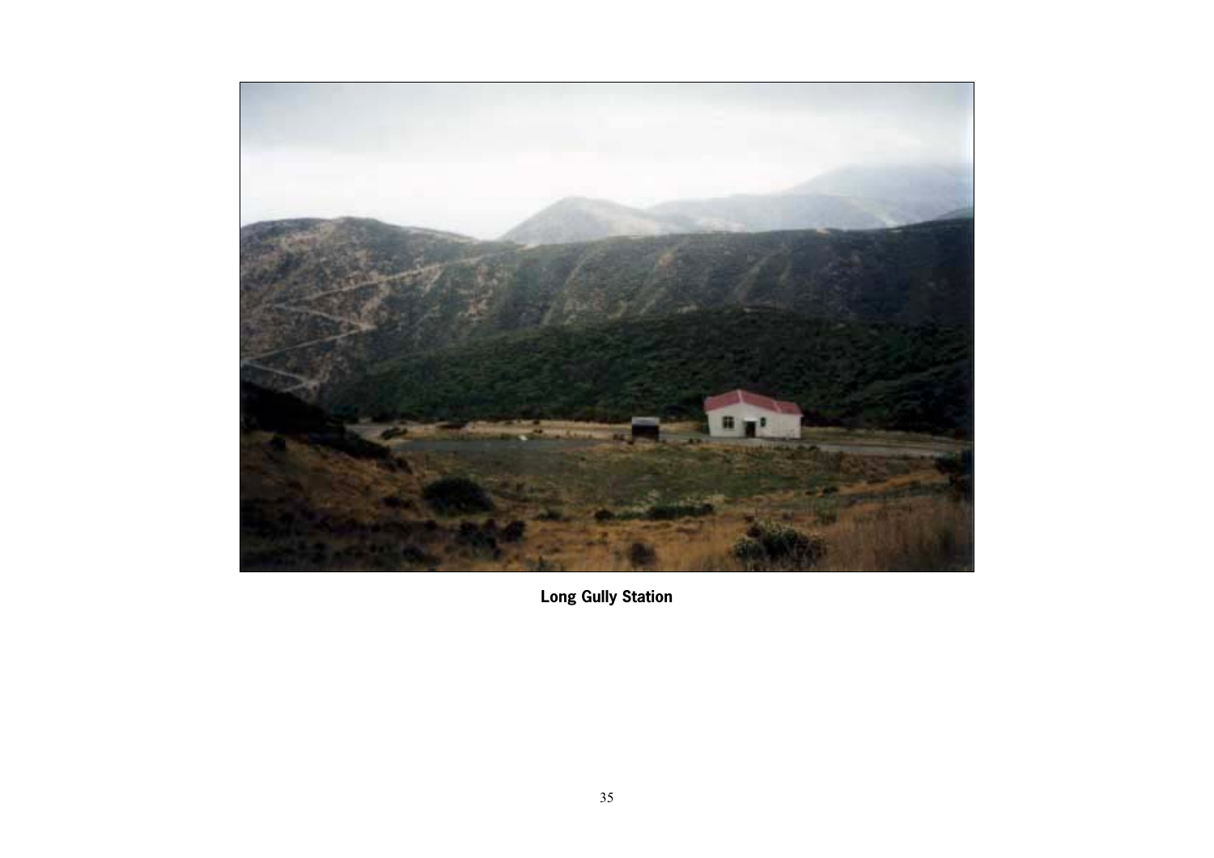**Long Gully Station**